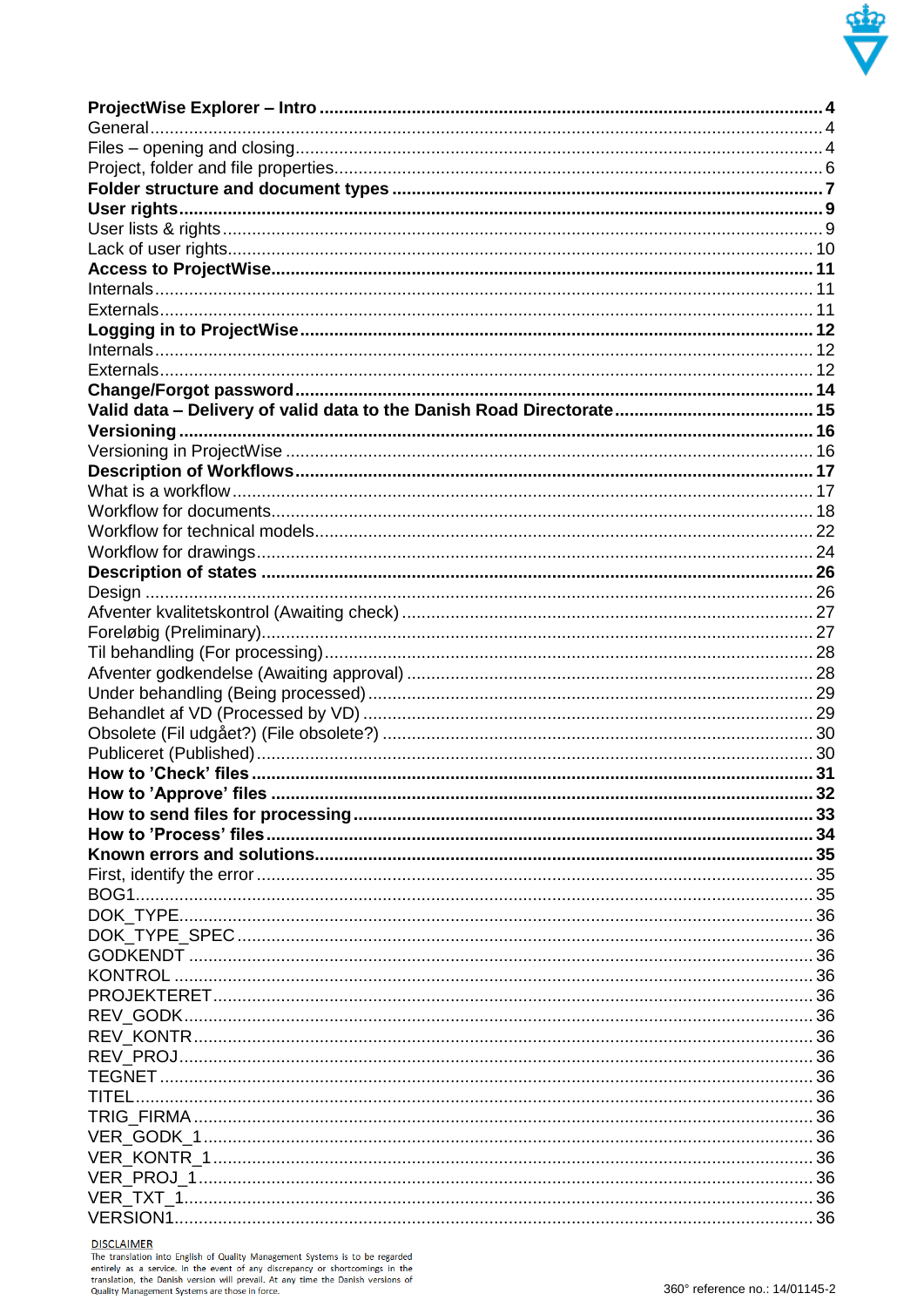**ProjectWise Explorer – Intro** .......... **4**
General .......... 4
Files – opening and closing .......... 4
Project, folder and file properties .......... 6
**Folder structure and document types** .......... **7**
**User rights** .......... **9**
User lists & rights .......... 9
Lack of user rights .......... 10
**Access to ProjectWise** .......... **11**
Internals .......... 11
Externals .......... 11
**Logging in to ProjectWise** .......... **12**
Internals .......... 12
Externals .......... 12
**Change/Forgot password** .......... **14**
**Valid data – Delivery of valid data to the Danish Road Directorate** .......... **15**
**Versioning** .......... **16**
Versioning in ProjectWise .......... 16
**Description of Workflows** .......... **17**
What is a workflow .......... 17
Workflow for documents .......... 18
Workflow for technical models .......... 22
Workflow for drawings .......... 24
**Description of states** .......... **26**
Design .......... 26
Afventer kvalitetskontrol (Awaiting check) .......... 27
Foreløbig (Preliminary) .......... 27
Til behandling (For processing) .......... 28
Afventer godkendelse (Awaiting approval) .......... 28
Under behandling (Being processed) .......... 29
Behandlet af VD (Processed by VD) .......... 29
Obsolete (Fil udgået?) (File obsolete?) .......... 30
Publiceret (Published) .......... 30
**How to 'Check' files** .......... **31**
**How to 'Approve' files** .......... **32**
**How to send files for processing** .......... **33**
**How to 'Process' files** .......... **34**
**Known errors and solutions** .......... **35**
First, identify the error .......... 35
BOG1 .......... 35
DOK_TYPE .......... 36
DOK_TYPE_SPEC .......... 36
GODKENDT .......... 36
KONTROL .......... 36
PROJEKTERET .......... 36
REV_GODK .......... 36
REV_KONTR .......... 36
REV_PROJ .......... 36
TEGNET .......... 36
TITEL .......... 36
TRIG_FIRMA .......... 36
VER_GODK_1 .......... 36
VER_KONTR_1 .......... 36
VER_PROJ_1 .......... 36
VER_TXT_1 .......... 36
VERSION1 .......... 36

DISCLAIMER
The translation into English of Quality Management Systems is to be regarded entirely as a service. In the event of any discrepancy or shortcomings in the translation, the Danish version will prevail. At any time the Danish versions of Quality Management Systems are those in force.

360° reference no.: 14/01145-2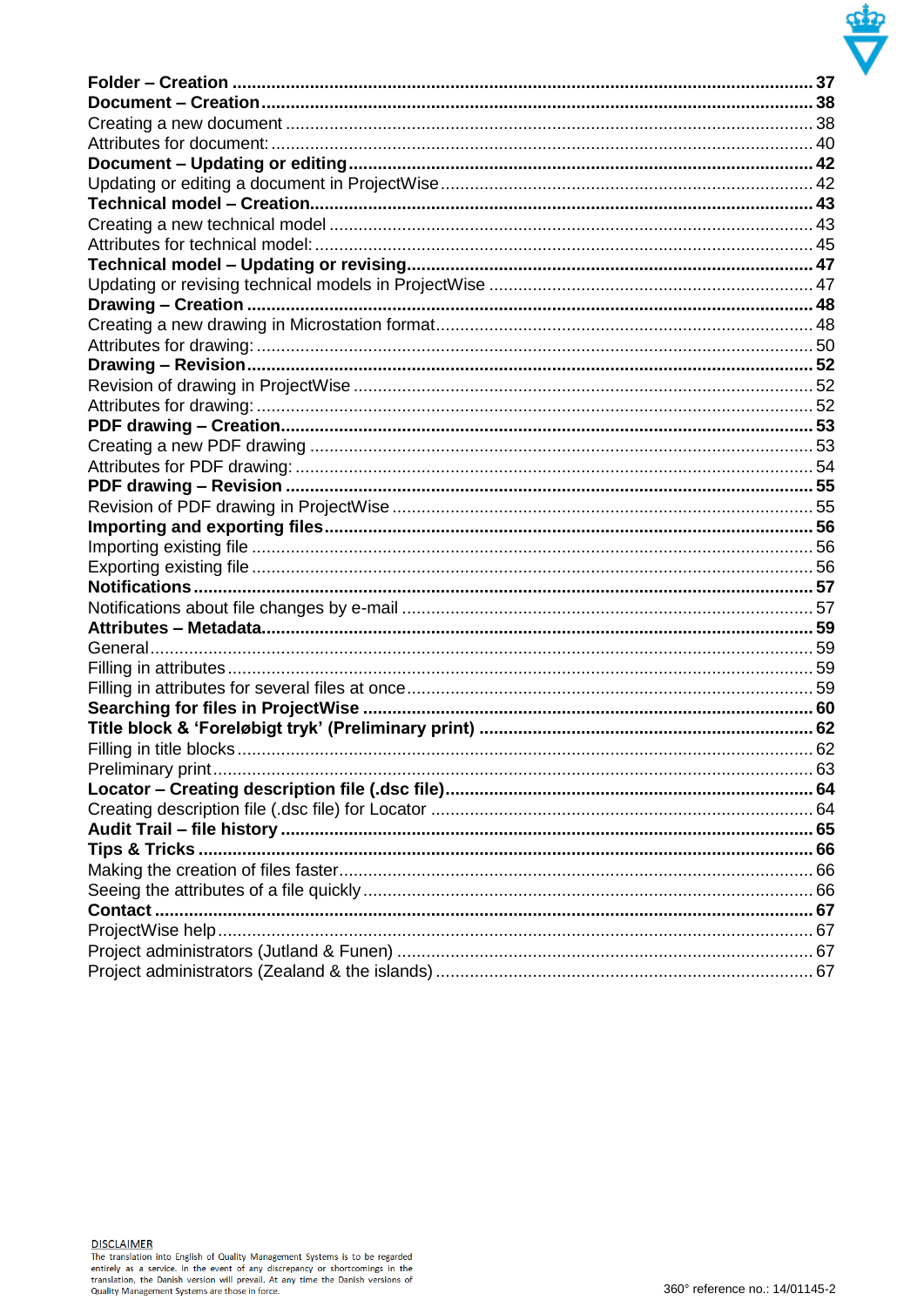**Folder – Creation** ..... **37**
**Document – Creation** ..... **38**
Creating a new document ..... 38
Attributes for document: ..... 40
**Document – Updating or editing** ..... **42**
Updating or editing a document in ProjectWise ..... 42
**Technical model – Creation** ..... **43**
Creating a new technical model ..... 43
Attributes for technical model: ..... 45
**Technical model – Updating or revising** ..... **47**
Updating or revising technical models in ProjectWise ..... 47
**Drawing – Creation** ..... **48**
Creating a new drawing in Microstation format ..... 48
Attributes for drawing: ..... 50
**Drawing – Revision** ..... **52**
Revision of drawing in ProjectWise ..... 52
Attributes for drawing: ..... 52
**PDF drawing – Creation** ..... **53**
Creating a new PDF drawing ..... 53
Attributes for PDF drawing: ..... 54
**PDF drawing – Revision** ..... **55**
Revision of PDF drawing in ProjectWise ..... 55
**Importing and exporting files** ..... **56**
Importing existing file ..... 56
Exporting existing file ..... 56
**Notifications** ..... **57**
Notifications about file changes by e-mail ..... 57
**Attributes – Metadata** ..... **59**
General ..... 59
Filling in attributes ..... 59
Filling in attributes for several files at once ..... 59
**Searching for files in ProjectWise** ..... **60**
**Title block & ‘Foreløbigt tryk’ (Preliminary print)** ..... **62**
Filling in title blocks ..... 62
Preliminary print ..... 63
**Locator – Creating description file (.dsc file)** ..... **64**
Creating description file (.dsc file) for Locator ..... 64
**Audit Trail – file history** ..... **65**
**Tips & Tricks** ..... **66**
Making the creation of files faster ..... 66
Seeing the attributes of a file quickly ..... 66
**Contact** ..... **67**
ProjectWise help ..... 67
Project administrators (Jutland & Funen) ..... 67
Project administrators (Zealand & the islands) ..... 67

DISCLAIMER
The translation into English of Quality Management Systems is to be regarded entirely as a service. In the event of any discrepancy or shortcomings in the translation, the Danish version will prevail. At any time the Danish versions of Quality Management Systems are those in force.

360° reference no.: 14/01145-2